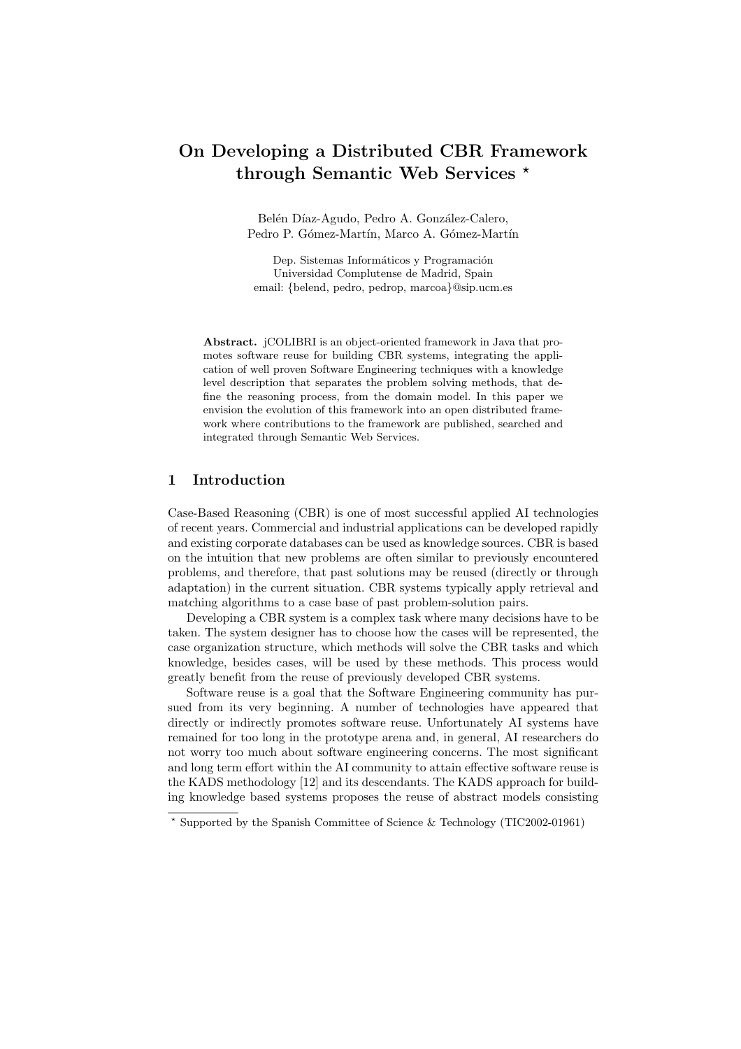# On Developing a Distributed CBR Framework through Semantic Web Services *

Belén Díaz-Agudo, Pedro A. González-Calero, Pedro P. Gómez-Martín, Marco A. Gómez-Martín

Dep. Sistemas Informáticos y Programación
Universidad Complutense de Madrid, Spain
email: {belend, pedro, pedrop, marcoa}@sip.ucm.es

**Abstract.** jCOLIBRI is an object-oriented framework in Java that promotes software reuse for building CBR systems, integrating the application of well proven Software Engineering techniques with a knowledge level description that separates the problem solving methods, that define the reasoning process, from the domain model. In this paper we envision the evolution of this framework into an open distributed framework where contributions to the framework are published, searched and integrated through Semantic Web Services.

## 1 Introduction

Case-Based Reasoning (CBR) is one of most successful applied AI technologies of recent years. Commercial and industrial applications can be developed rapidly and existing corporate databases can be used as knowledge sources. CBR is based on the intuition that new problems are often similar to previously encountered problems, and therefore, that past solutions may be reused (directly or through adaptation) in the current situation. CBR systems typically apply retrieval and matching algorithms to a case base of past problem-solution pairs.

Developing a CBR system is a complex task where many decisions have to be taken. The system designer has to choose how the cases will be represented, the case organization structure, which methods will solve the CBR tasks and which knowledge, besides cases, will be used by these methods. This process would greatly benefit from the reuse of previously developed CBR systems.

Software reuse is a goal that the Software Engineering community has pursued from its very beginning. A number of technologies have appeared that directly or indirectly promotes software reuse. Unfortunately AI systems have remained for too long in the prototype arena and, in general, AI researchers do not worry too much about software engineering concerns. The most significant and long term effort within the AI community to attain effective software reuse is the KADS methodology [12] and its descendants. The KADS approach for building knowledge based systems proposes the reuse of abstract models consisting

* Supported by the Spanish Committee of Science & Technology (TIC2002-01961)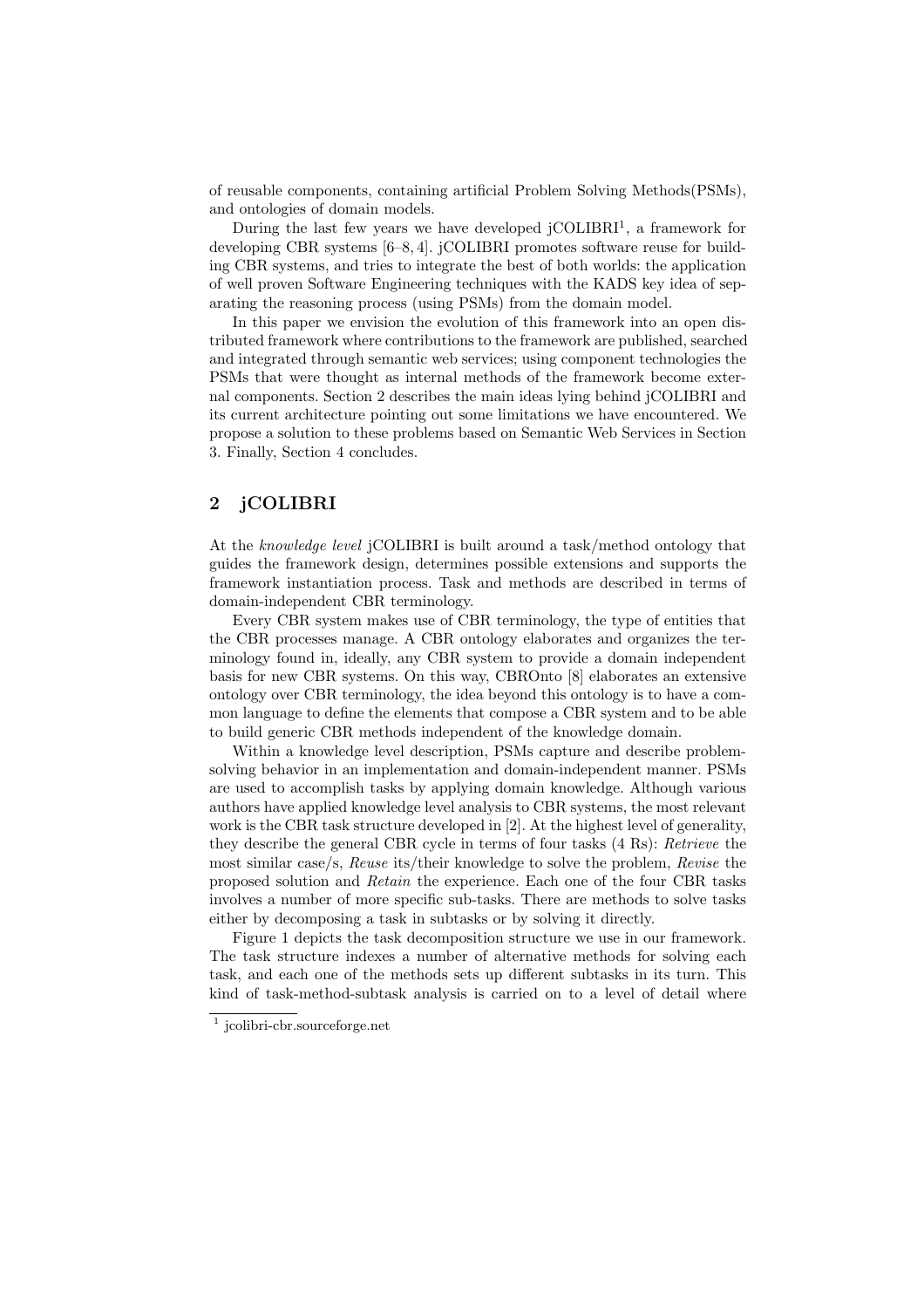of reusable components, containing artificial Problem Solving Methods(PSMs), and ontologies of domain models.

During the last few years we have developed jCOLIBRI[1], a framework for developing CBR systems [6–8, 4]. jCOLIBRI promotes software reuse for building CBR systems, and tries to integrate the best of both worlds: the application of well proven Software Engineering techniques with the KADS key idea of separating the reasoning process (using PSMs) from the domain model.

In this paper we envision the evolution of this framework into an open distributed framework where contributions to the framework are published, searched and integrated through semantic web services; using component technologies the PSMs that were thought as internal methods of the framework become external components. Section 2 describes the main ideas lying behind jCOLIBRI and its current architecture pointing out some limitations we have encountered. We propose a solution to these problems based on Semantic Web Services in Section 3. Finally, Section 4 concludes.

## 2 jCOLIBRI

At the *knowledge level* jCOLIBRI is built around a task/method ontology that guides the framework design, determines possible extensions and supports the framework instantiation process. Task and methods are described in terms of domain-independent CBR terminology.

Every CBR system makes use of CBR terminology, the type of entities that the CBR processes manage. A CBR ontology elaborates and organizes the terminology found in, ideally, any CBR system to provide a domain independent basis for new CBR systems. On this way, CBROnto [8] elaborates an extensive ontology over CBR terminology, the idea beyond this ontology is to have a common language to define the elements that compose a CBR system and to be able to build generic CBR methods independent of the knowledge domain.

Within a knowledge level description, PSMs capture and describe problem-solving behavior in an implementation and domain-independent manner. PSMs are used to accomplish tasks by applying domain knowledge. Although various authors have applied knowledge level analysis to CBR systems, the most relevant work is the CBR task structure developed in [2]. At the highest level of generality, they describe the general CBR cycle in terms of four tasks (4 Rs): *Retrieve* the most similar case/s, *Reuse* its/their knowledge to solve the problem, *Revise* the proposed solution and *Retain* the experience. Each one of the four CBR tasks involves a number of more specific sub-tasks. There are methods to solve tasks either by decomposing a task in subtasks or by solving it directly.

Figure 1 depicts the task decomposition structure we use in our framework. The task structure indexes a number of alternative methods for solving each task, and each one of the methods sets up different subtasks in its turn. This kind of task-method-subtask analysis is carried on to a level of detail where

[1] jcolibri-cbr.sourceforge.net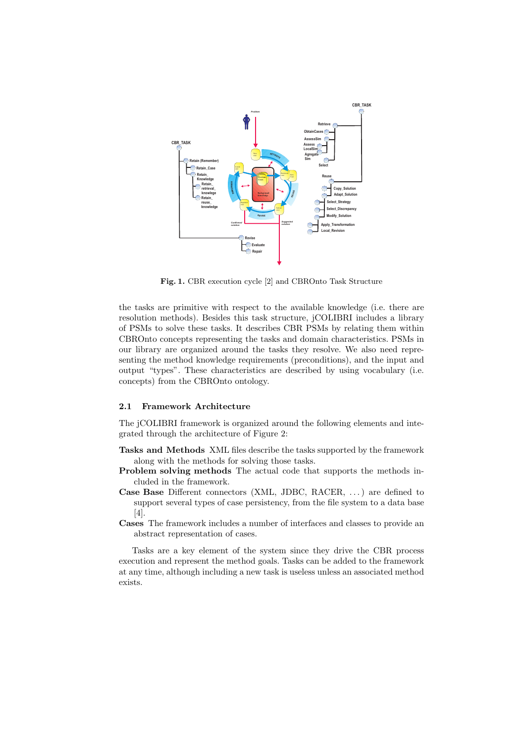Fig. 1. CBR execution cycle [2] and CBROnto Task Structure

the tasks are primitive with respect to the available knowledge (i.e. there are resolution methods). Besides this task structure, jCOLIBRI includes a library of PSMs to solve these tasks. It describes CBR PSMs by relating them within CBROnto concepts representing the tasks and domain characteristics. PSMs in our library are organized around the tasks they resolve. We also need representing the method knowledge requirements (preconditions), and the input and output "types". These characteristics are described by using vocabulary (i.e. concepts) from the CBROnto ontology.

### 2.1 Framework Architecture

The jCOLIBRI framework is organized around the following elements and integrated through the architecture of Figure 2:

**Tasks and Methods** XML files describe the tasks supported by the framework along with the methods for solving those tasks.

**Problem solving methods** The actual code that supports the methods included in the framework.

**Case Base** Different connectors (XML, JDBC, RACER, ...) are defined to support several types of case persistency, from the file system to a data base [4].

**Cases** The framework includes a number of interfaces and classes to provide an abstract representation of cases.

Tasks are a key element of the system since they drive the CBR process execution and represent the method goals. Tasks can be added to the framework at any time, although including a new task is useless unless an associated method exists.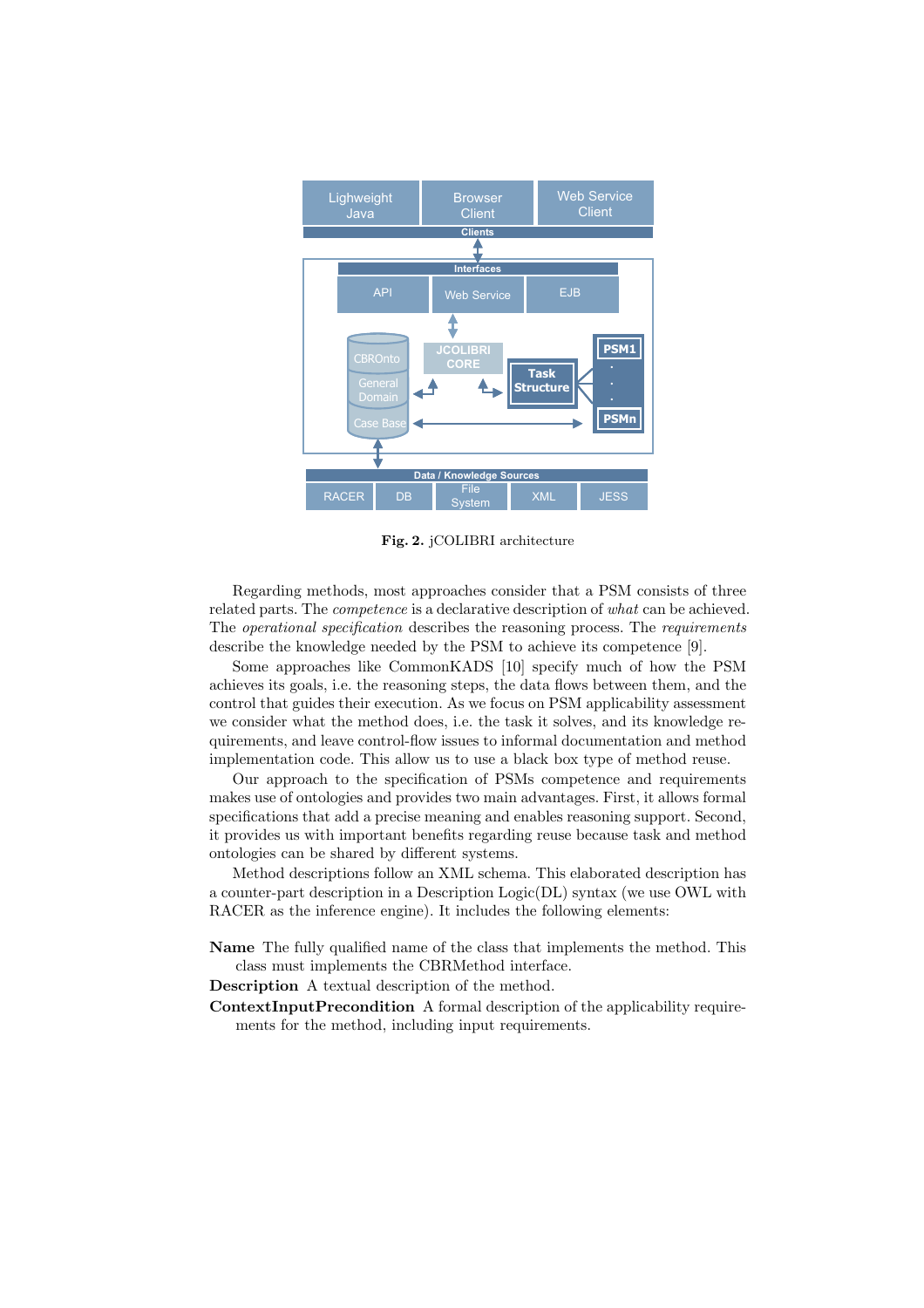**Fig. 2.** jCOLIBRI architecture

Regarding methods, most approaches consider that a PSM consists of three related parts. The *competence* is a declarative description of *what* can be achieved. The *operational specification* describes the reasoning process. The *requirements* describe the knowledge needed by the PSM to achieve its competence [9].

Some approaches like CommonKADS [10] specify much of how the PSM achieves its goals, i.e. the reasoning steps, the data flows between them, and the control that guides their execution. As we focus on PSM applicability assessment we consider what the method does, i.e. the task it solves, and its knowledge requirements, and leave control-flow issues to informal documentation and method implementation code. This allow us to use a black box type of method reuse.

Our approach to the specification of PSMs competence and requirements makes use of ontologies and provides two main advantages. First, it allows formal specifications that add a precise meaning and enables reasoning support. Second, it provides us with important benefits regarding reuse because task and method ontologies can be shared by different systems.

Method descriptions follow an XML schema. This elaborated description has a counter-part description in a Description Logic(DL) syntax (we use OWL with RACER as the inference engine). It includes the following elements:

**Name** The fully qualified name of the class that implements the method. This class must implements the CBRMethod interface.

**Description** A textual description of the method.

**ContextInputPrecondition** A formal description of the applicability requirements for the method, including input requirements.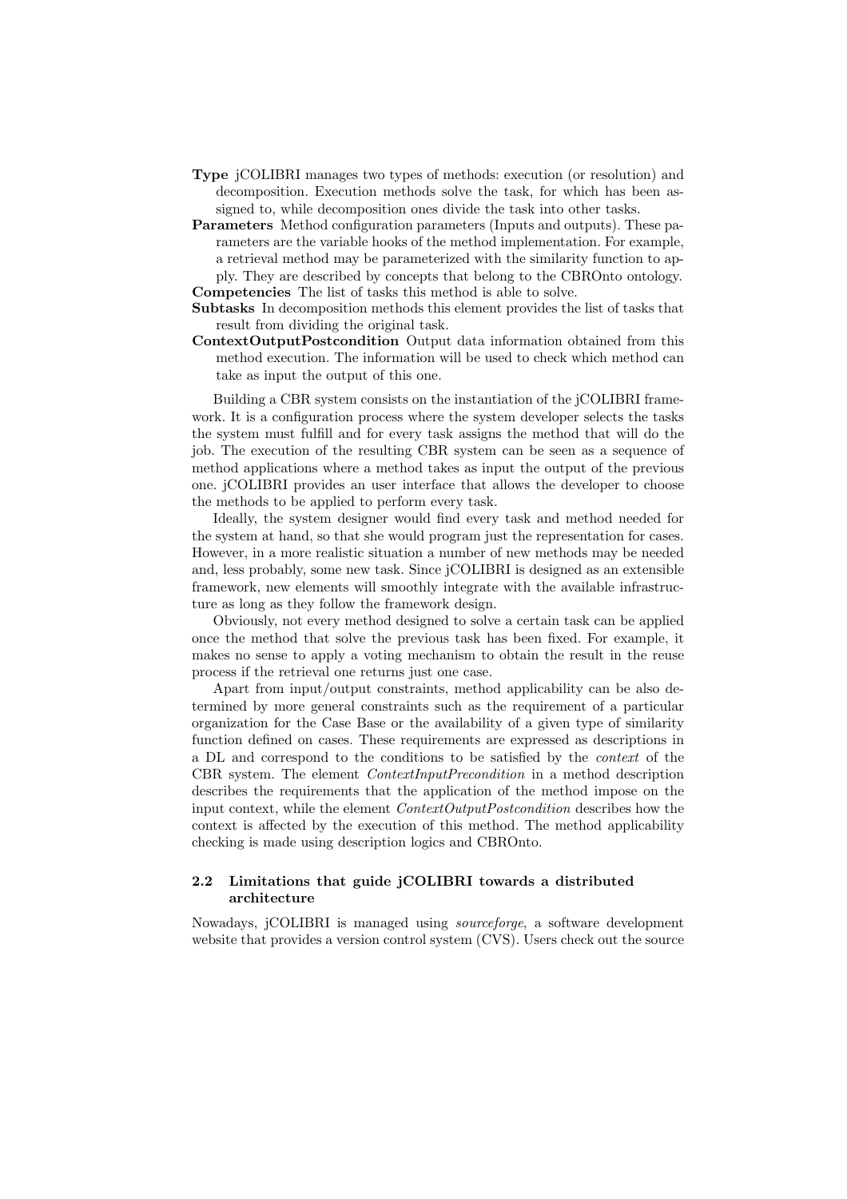**Type** jCOLIBRI manages two types of methods: execution (or resolution) and decomposition. Execution methods solve the task, for which has been assigned to, while decomposition ones divide the task into other tasks.

**Parameters** Method configuration parameters (Inputs and outputs). These parameters are the variable hooks of the method implementation. For example, a retrieval method may be parameterized with the similarity function to apply. They are described by concepts that belong to the CBROnto ontology.

**Competencies** The list of tasks this method is able to solve.

**Subtasks** In decomposition methods this element provides the list of tasks that result from dividing the original task.

**ContextOutputPostcondition** Output data information obtained from this method execution. The information will be used to check which method can take as input the output of this one.

Building a CBR system consists on the instantiation of the jCOLIBRI framework. It is a configuration process where the system developer selects the tasks the system must fulfill and for every task assigns the method that will do the job. The execution of the resulting CBR system can be seen as a sequence of method applications where a method takes as input the output of the previous one. jCOLIBRI provides an user interface that allows the developer to choose the methods to be applied to perform every task.

Ideally, the system designer would find every task and method needed for the system at hand, so that she would program just the representation for cases. However, in a more realistic situation a number of new methods may be needed and, less probably, some new task. Since jCOLIBRI is designed as an extensible framework, new elements will smoothly integrate with the available infrastructure as long as they follow the framework design.

Obviously, not every method designed to solve a certain task can be applied once the method that solve the previous task has been fixed. For example, it makes no sense to apply a voting mechanism to obtain the result in the reuse process if the retrieval one returns just one case.

Apart from input/output constraints, method applicability can be also determined by more general constraints such as the requirement of a particular organization for the Case Base or the availability of a given type of similarity function defined on cases. These requirements are expressed as descriptions in a DL and correspond to the conditions to be satisfied by the *context* of the CBR system. The element *ContextInputPrecondition* in a method description describes the requirements that the application of the method impose on the input context, while the element *ContextOutputPostcondition* describes how the context is affected by the execution of this method. The method applicability checking is made using description logics and CBROnto.

### 2.2 Limitations that guide jCOLIBRI towards a distributed architecture

Nowadays, jCOLIBRI is managed using *sourceforge*, a software development website that provides a version control system (CVS). Users check out the source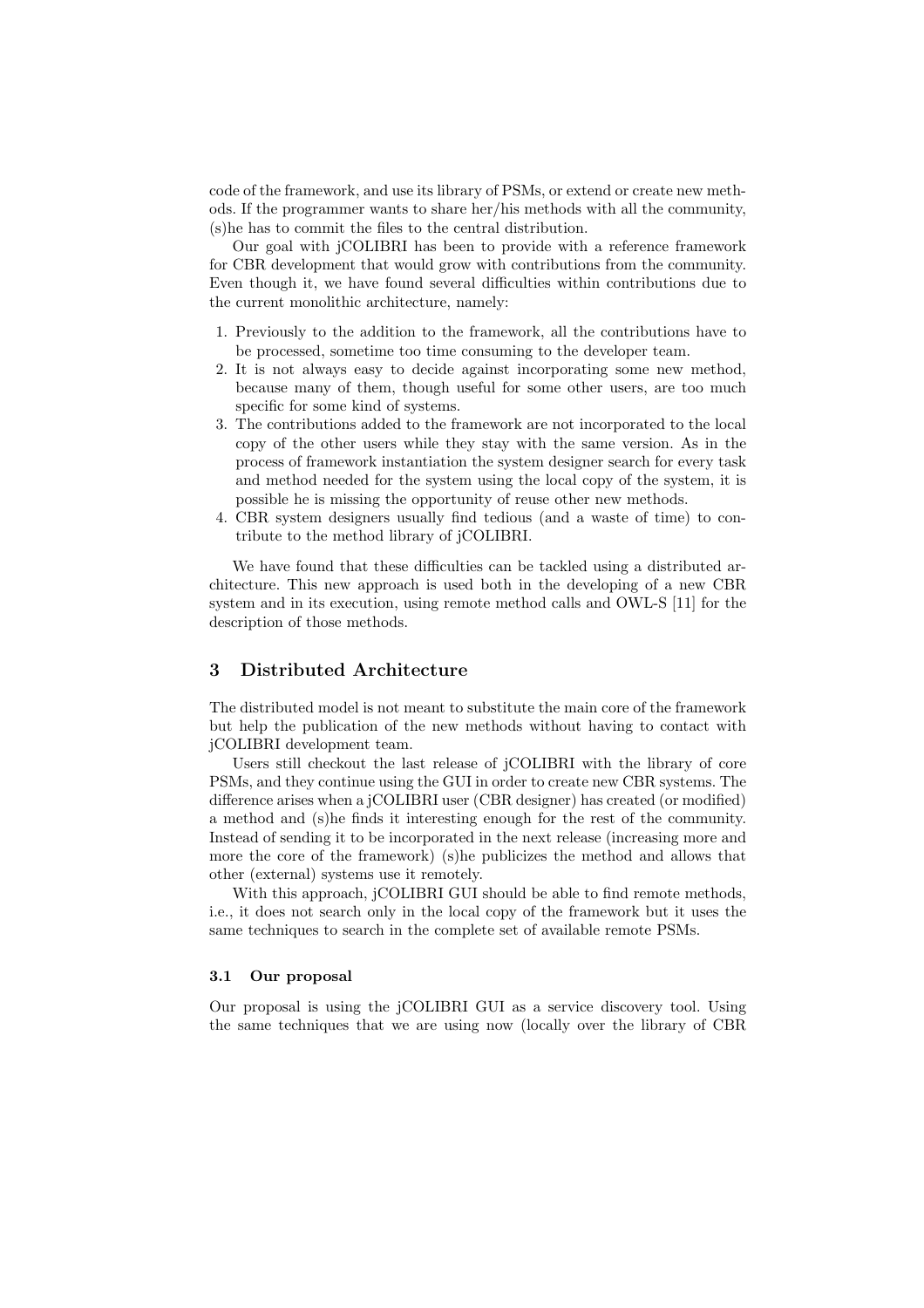code of the framework, and use its library of PSMs, or extend or create new methods. If the programmer wants to share her/his methods with all the community, (s)he has to commit the files to the central distribution.

Our goal with jCOLIBRI has been to provide with a reference framework for CBR development that would grow with contributions from the community. Even though it, we have found several difficulties within contributions due to the current monolithic architecture, namely:

1. Previously to the addition to the framework, all the contributions have to be processed, sometime too time consuming to the developer team.
2. It is not always easy to decide against incorporating some new method, because many of them, though useful for some other users, are too much specific for some kind of systems.
3. The contributions added to the framework are not incorporated to the local copy of the other users while they stay with the same version. As in the process of framework instantiation the system designer search for every task and method needed for the system using the local copy of the system, it is possible he is missing the opportunity of reuse other new methods.
4. CBR system designers usually find tedious (and a waste of time) to contribute to the method library of jCOLIBRI.

We have found that these difficulties can be tackled using a distributed architecture. This new approach is used both in the developing of a new CBR system and in its execution, using remote method calls and OWL-S [11] for the description of those methods.

## 3 Distributed Architecture

The distributed model is not meant to substitute the main core of the framework but help the publication of the new methods without having to contact with jCOLIBRI development team.

Users still checkout the last release of jCOLIBRI with the library of core PSMs, and they continue using the GUI in order to create new CBR systems. The difference arises when a jCOLIBRI user (CBR designer) has created (or modified) a method and (s)he finds it interesting enough for the rest of the community. Instead of sending it to be incorporated in the next release (increasing more and more the core of the framework) (s)he publicizes the method and allows that other (external) systems use it remotely.

With this approach, jCOLIBRI GUI should be able to find remote methods, i.e., it does not search only in the local copy of the framework but it uses the same techniques to search in the complete set of available remote PSMs.

### 3.1 Our proposal

Our proposal is using the jCOLIBRI GUI as a service discovery tool. Using the same techniques that we are using now (locally over the library of CBR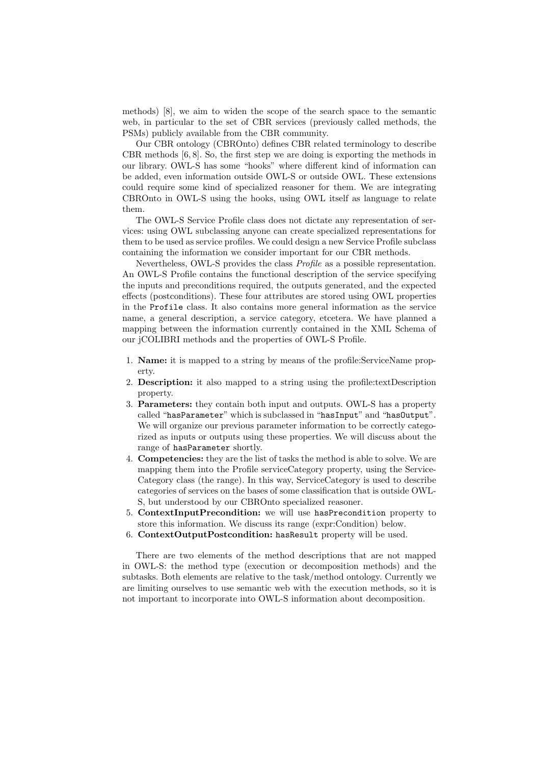methods) [8], we aim to widen the scope of the search space to the semantic web, in particular to the set of CBR services (previously called methods, the PSMs) publicly available from the CBR community.

Our CBR ontology (CBROnto) defines CBR related terminology to describe CBR methods [6, 8]. So, the first step we are doing is exporting the methods in our library. OWL-S has some "hooks" where different kind of information can be added, even information outside OWL-S or outside OWL. These extensions could require some kind of specialized reasoner for them. We are integrating CBROnto in OWL-S using the hooks, using OWL itself as language to relate them.

The OWL-S Service Profile class does not dictate any representation of services: using OWL subclassing anyone can create specialized representations for them to be used as service profiles. We could design a new Service Profile subclass containing the information we consider important for our CBR methods.

Nevertheless, OWL-S provides the class *Profile* as a possible representation. An OWL-S Profile contains the functional description of the service specifying the inputs and preconditions required, the outputs generated, and the expected effects (postconditions). These four attributes are stored using OWL properties in the `Profile` class. It also contains more general information as the service name, a general description, a service category, etcetera. We have planned a mapping between the information currently contained in the XML Schema of our jCOLIBRI methods and the properties of OWL-S Profile.

1. **Name:** it is mapped to a string by means of the profile:ServiceName property.
2. **Description:** it also mapped to a string using the profile:textDescription property.
3. **Parameters:** they contain both input and outputs. OWL-S has a property called "`hasParameter`" which is subclassed in "`hasInput`" and "`hasOutput`". We will organize our previous parameter information to be correctly categorized as inputs or outputs using these properties. We will discuss about the range of `hasParameter` shortly.
4. **Competencies:** they are the list of tasks the method is able to solve. We are mapping them into the Profile serviceCategory property, using the ServiceCategory class (the range). In this way, ServiceCategory is used to describe categories of services on the bases of some classification that is outside OWL-S, but understood by our CBROnto specialized reasoner.
5. **ContextInputPrecondition:** we will use `hasPrecondition` property to store this information. We discuss its range (expr:Condition) below.
6. **ContextOutputPostcondition:** `hasResult` property will be used.

There are two elements of the method descriptions that are not mapped in OWL-S: the method type (execution or decomposition methods) and the subtasks. Both elements are relative to the task/method ontology. Currently we are limiting ourselves to use semantic web with the execution methods, so it is not important to incorporate into OWL-S information about decomposition.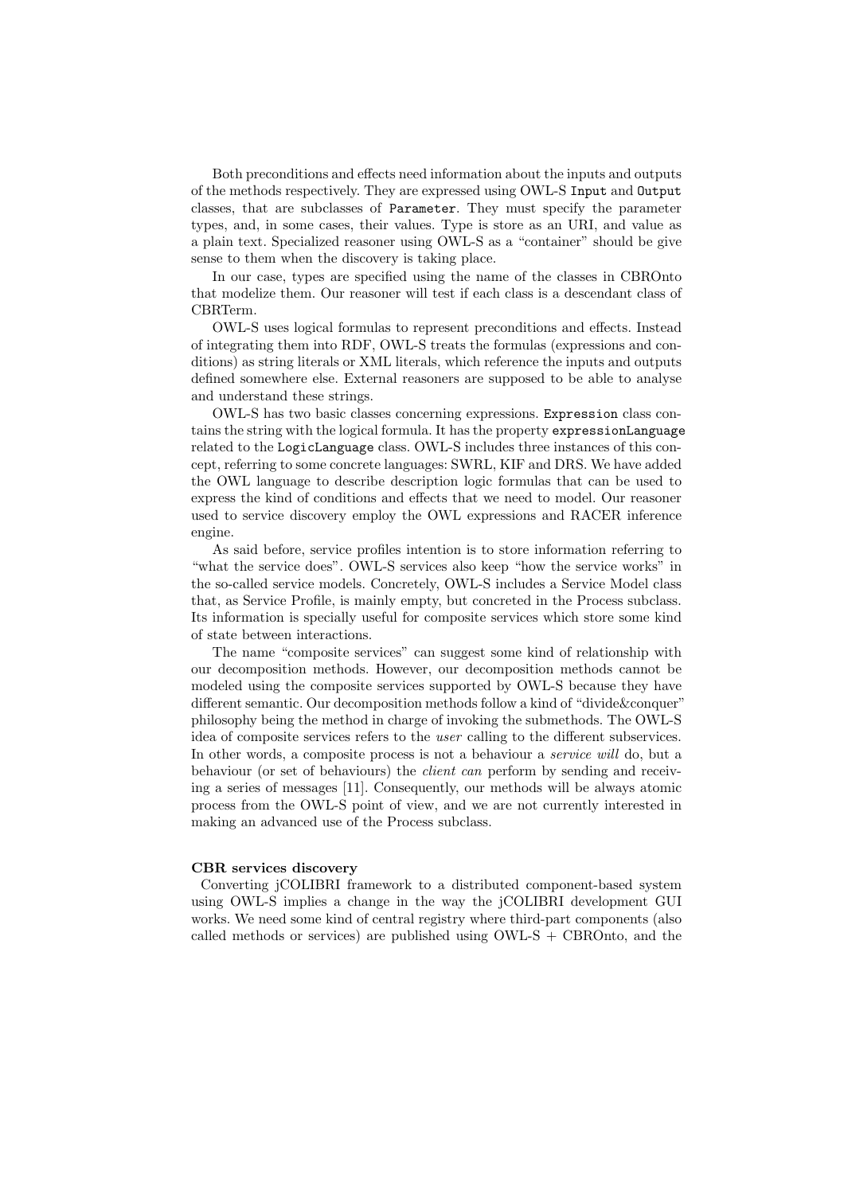Both preconditions and effects need information about the inputs and outputs of the methods respectively. They are expressed using OWL-S `Input` and `Output` classes, that are subclasses of `Parameter`. They must specify the parameter types, and, in some cases, their values. Type is store as an URI, and value as a plain text. Specialized reasoner using OWL-S as a "container" should be give sense to them when the discovery is taking place.

In our case, types are specified using the name of the classes in CBROnto that modelize them. Our reasoner will test if each class is a descendant class of CBRTerm.

OWL-S uses logical formulas to represent preconditions and effects. Instead of integrating them into RDF, OWL-S treats the formulas (expressions and conditions) as string literals or XML literals, which reference the inputs and outputs defined somewhere else. External reasoners are supposed to be able to analyse and understand these strings.

OWL-S has two basic classes concerning expressions. `Expression` class contains the string with the logical formula. It has the property `expressionLanguage` related to the `LogicLanguage` class. OWL-S includes three instances of this concept, referring to some concrete languages: SWRL, KIF and DRS. We have added the OWL language to describe description logic formulas that can be used to express the kind of conditions and effects that we need to model. Our reasoner used to service discovery employ the OWL expressions and RACER inference engine.

As said before, service profiles intention is to store information referring to "what the service does". OWL-S services also keep "how the service works" in the so-called service models. Concretely, OWL-S includes a Service Model class that, as Service Profile, is mainly empty, but concreted in the Process subclass. Its information is specially useful for composite services which store some kind of state between interactions.

The name "composite services" can suggest some kind of relationship with our decomposition methods. However, our decomposition methods cannot be modeled using the composite services supported by OWL-S because they have different semantic. Our decomposition methods follow a kind of "divide&conquer" philosophy being the method in charge of invoking the submethods. The OWL-S idea of composite services refers to the *user* calling to the different subservices. In other words, a composite process is not a behaviour a *service will* do, but a behaviour (or set of behaviours) the *client can* perform by sending and receiving a series of messages [11]. Consequently, our methods will be always atomic process from the OWL-S point of view, and we are not currently interested in making an advanced use of the Process subclass.

**CBR services discovery**
Converting jCOLIBRI framework to a distributed component-based system using OWL-S implies a change in the way the jCOLIBRI development GUI works. We need some kind of central registry where third-part components (also called methods or services) are published using OWL-S + CBROnto, and the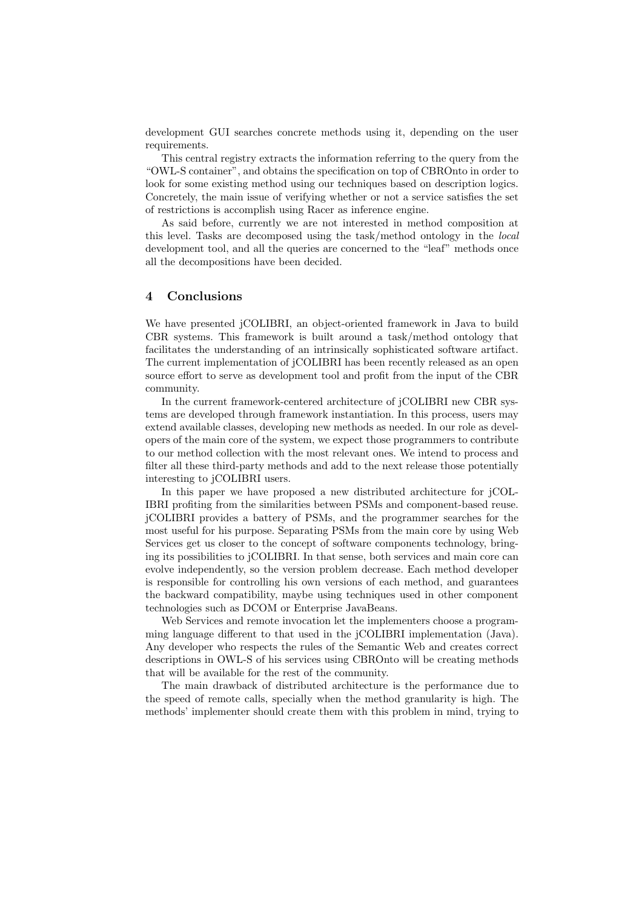development GUI searches concrete methods using it, depending on the user requirements.

This central registry extracts the information referring to the query from the "OWL-S container", and obtains the specification on top of CBROnto in order to look for some existing method using our techniques based on description logics. Concretely, the main issue of verifying whether or not a service satisfies the set of restrictions is accomplish using Racer as inference engine.

As said before, currently we are not interested in method composition at this level. Tasks are decomposed using the task/method ontology in the *local* development tool, and all the queries are concerned to the "leaf" methods once all the decompositions have been decided.

## 4 Conclusions

We have presented jCOLIBRI, an object-oriented framework in Java to build CBR systems. This framework is built around a task/method ontology that facilitates the understanding of an intrinsically sophisticated software artifact. The current implementation of jCOLIBRI has been recently released as an open source effort to serve as development tool and profit from the input of the CBR community.

In the current framework-centered architecture of jCOLIBRI new CBR systems are developed through framework instantiation. In this process, users may extend available classes, developing new methods as needed. In our role as developers of the main core of the system, we expect those programmers to contribute to our method collection with the most relevant ones. We intend to process and filter all these third-party methods and add to the next release those potentially interesting to jCOLIBRI users.

In this paper we have proposed a new distributed architecture for jCOLIBRI profiting from the similarities between PSMs and component-based reuse. jCOLIBRI provides a battery of PSMs, and the programmer searches for the most useful for his purpose. Separating PSMs from the main core by using Web Services get us closer to the concept of software components technology, bringing its possibilities to jCOLIBRI. In that sense, both services and main core can evolve independently, so the version problem decrease. Each method developer is responsible for controlling his own versions of each method, and guarantees the backward compatibility, maybe using techniques used in other component technologies such as DCOM or Enterprise JavaBeans.

Web Services and remote invocation let the implementers choose a programming language different to that used in the jCOLIBRI implementation (Java). Any developer who respects the rules of the Semantic Web and creates correct descriptions in OWL-S of his services using CBROnto will be creating methods that will be available for the rest of the community.

The main drawback of distributed architecture is the performance due to the speed of remote calls, specially when the method granularity is high. The methods' implementer should create them with this problem in mind, trying to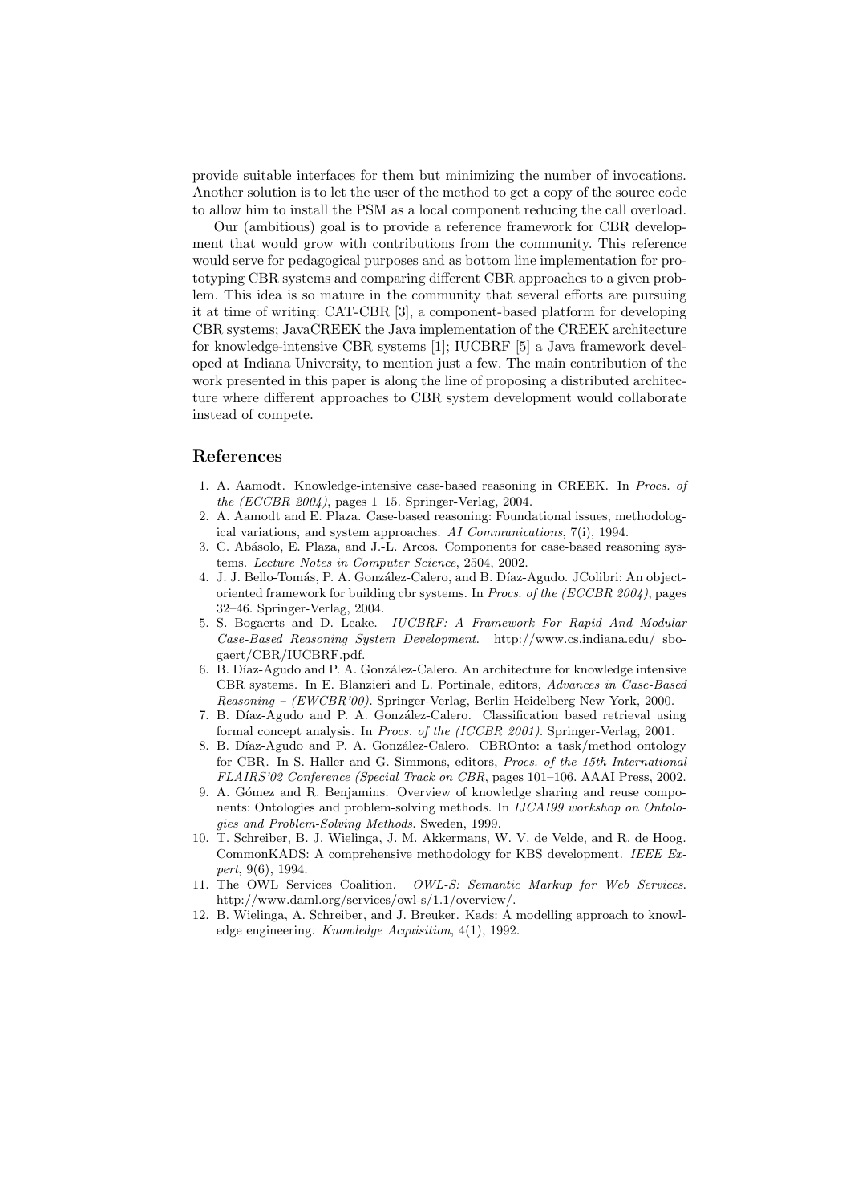provide suitable interfaces for them but minimizing the number of invocations. Another solution is to let the user of the method to get a copy of the source code to allow him to install the PSM as a local component reducing the call overload.

Our (ambitious) goal is to provide a reference framework for CBR development that would grow with contributions from the community. This reference would serve for pedagogical purposes and as bottom line implementation for prototyping CBR systems and comparing different CBR approaches to a given problem. This idea is so mature in the community that several efforts are pursuing it at time of writing: CAT-CBR [3], a component-based platform for developing CBR systems; JavaCREEK the Java implementation of the CREEK architecture for knowledge-intensive CBR systems [1]; IUCBRF [5] a Java framework developed at Indiana University, to mention just a few. The main contribution of the work presented in this paper is along the line of proposing a distributed architecture where different approaches to CBR system development would collaborate instead of compete.

## References

1. A. Aamodt. Knowledge-intensive case-based reasoning in CREEK. In *Procs. of the (ECCBR 2004)*, pages 1–15. Springer-Verlag, 2004.
2. A. Aamodt and E. Plaza. Case-based reasoning: Foundational issues, methodological variations, and system approaches. *AI Communications*, 7(i), 1994.
3. C. Abásolo, E. Plaza, and J.-L. Arcos. Components for case-based reasoning systems. *Lecture Notes in Computer Science*, 2504, 2002.
4. J. J. Bello-Tomás, P. A. González-Calero, and B. Díaz-Agudo. JColibri: An object-oriented framework for building cbr systems. In *Procs. of the (ECCBR 2004)*, pages 32–46. Springer-Verlag, 2004.
5. S. Bogaerts and D. Leake. *IUCBRF: A Framework For Rapid And Modular Case-Based Reasoning System Development*. http://www.cs.indiana.edu/ sbogaert/CBR/IUCBRF.pdf.
6. B. Díaz-Agudo and P. A. González-Calero. An architecture for knowledge intensive CBR systems. In E. Blanzieri and L. Portinale, editors, *Advances in Case-Based Reasoning – (EWCBR'00)*. Springer-Verlag, Berlin Heidelberg New York, 2000.
7. B. Díaz-Agudo and P. A. González-Calero. Classification based retrieval using formal concept analysis. In *Procs. of the (ICCBR 2001)*. Springer-Verlag, 2001.
8. B. Díaz-Agudo and P. A. González-Calero. CBROnto: a task/method ontology for CBR. In S. Haller and G. Simmons, editors, *Procs. of the 15th International FLAIRS'02 Conference (Special Track on CBR*, pages 101–106. AAAI Press, 2002.
9. A. Gómez and R. Benjamins. Overview of knowledge sharing and reuse components: Ontologies and problem-solving methods. In *IJCAI99 workshop on Ontologies and Problem-Solving Methods*. Sweden, 1999.
10. T. Schreiber, B. J. Wielinga, J. M. Akkermans, W. V. de Velde, and R. de Hoog. CommonKADS: A comprehensive methodology for KBS development. *IEEE Expert*, 9(6), 1994.
11. The OWL Services Coalition. *OWL-S: Semantic Markup for Web Services*. http://www.daml.org/services/owl-s/1.1/overview/.
12. B. Wielinga, A. Schreiber, and J. Breuker. Kads: A modelling approach to knowledge engineering. *Knowledge Acquisition*, 4(1), 1992.